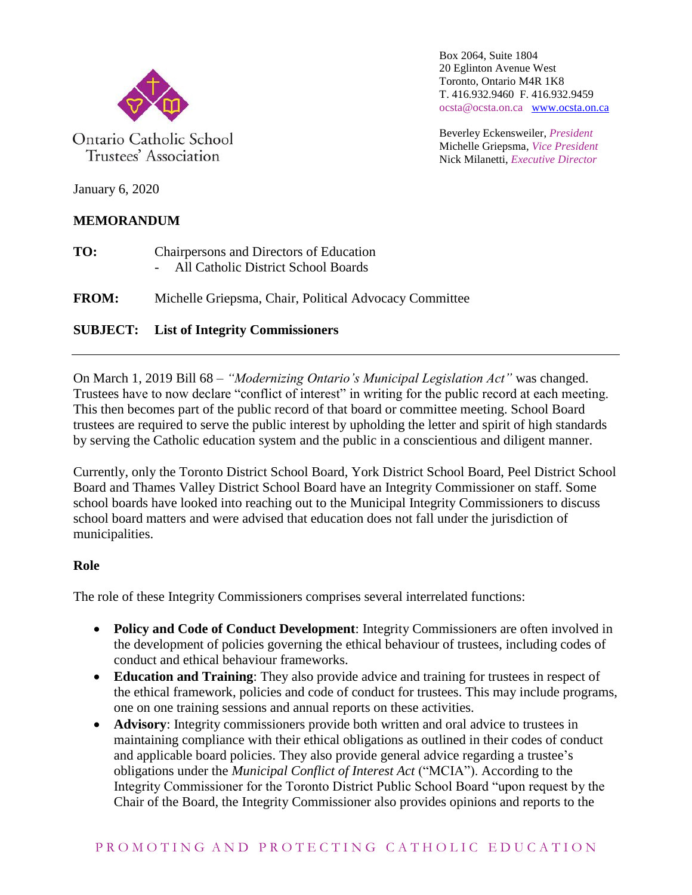Ontario Catholic School Trustees' Association

Box 2064, Suite 1804
20 Eglinton Avenue West
Toronto, Ontario M4R 1K8
T. 416.932.9460 F. 416.932.9459
ocsta@ocsta.on.ca www.ocsta.on.ca

Beverley Eckensweiler, *President*
Michelle Griepsma, *Vice President*
Nick Milanetti, *Executive Director*

January 6, 2020

**MEMORANDUM**

**TO:** Chairpersons and Directors of Education
- All Catholic District School Boards

**FROM:** Michelle Griepsma, Chair, Political Advocacy Committee

**SUBJECT: List of Integrity Commissioners**

---

On March 1, 2019 Bill 68 – *"Modernizing Ontario's Municipal Legislation Act"* was changed. Trustees have to now declare "conflict of interest" in writing for the public record at each meeting. This then becomes part of the public record of that board or committee meeting. School Board trustees are required to serve the public interest by upholding the letter and spirit of high standards by serving the Catholic education system and the public in a conscientious and diligent manner.

Currently, only the Toronto District School Board, York District School Board, Peel District School Board and Thames Valley District School Board have an Integrity Commissioner on staff. Some school boards have looked into reaching out to the Municipal Integrity Commissioners to discuss school board matters and were advised that education does not fall under the jurisdiction of municipalities.

## Role

The role of these Integrity Commissioners comprises several interrelated functions:

- **Policy and Code of Conduct Development**: Integrity Commissioners are often involved in the development of policies governing the ethical behaviour of trustees, including codes of conduct and ethical behaviour frameworks.
- **Education and Training**: They also provide advice and training for trustees in respect of the ethical framework, policies and code of conduct for trustees. This may include programs, one on one training sessions and annual reports on these activities.
- **Advisory**: Integrity commissioners provide both written and oral advice to trustees in maintaining compliance with their ethical obligations as outlined in their codes of conduct and applicable board policies. They also provide general advice regarding a trustee's obligations under the *Municipal Conflict of Interest Act* ("MCIA"). According to the Integrity Commissioner for the Toronto District Public School Board "upon request by the Chair of the Board, the Integrity Commissioner also provides opinions and reports to the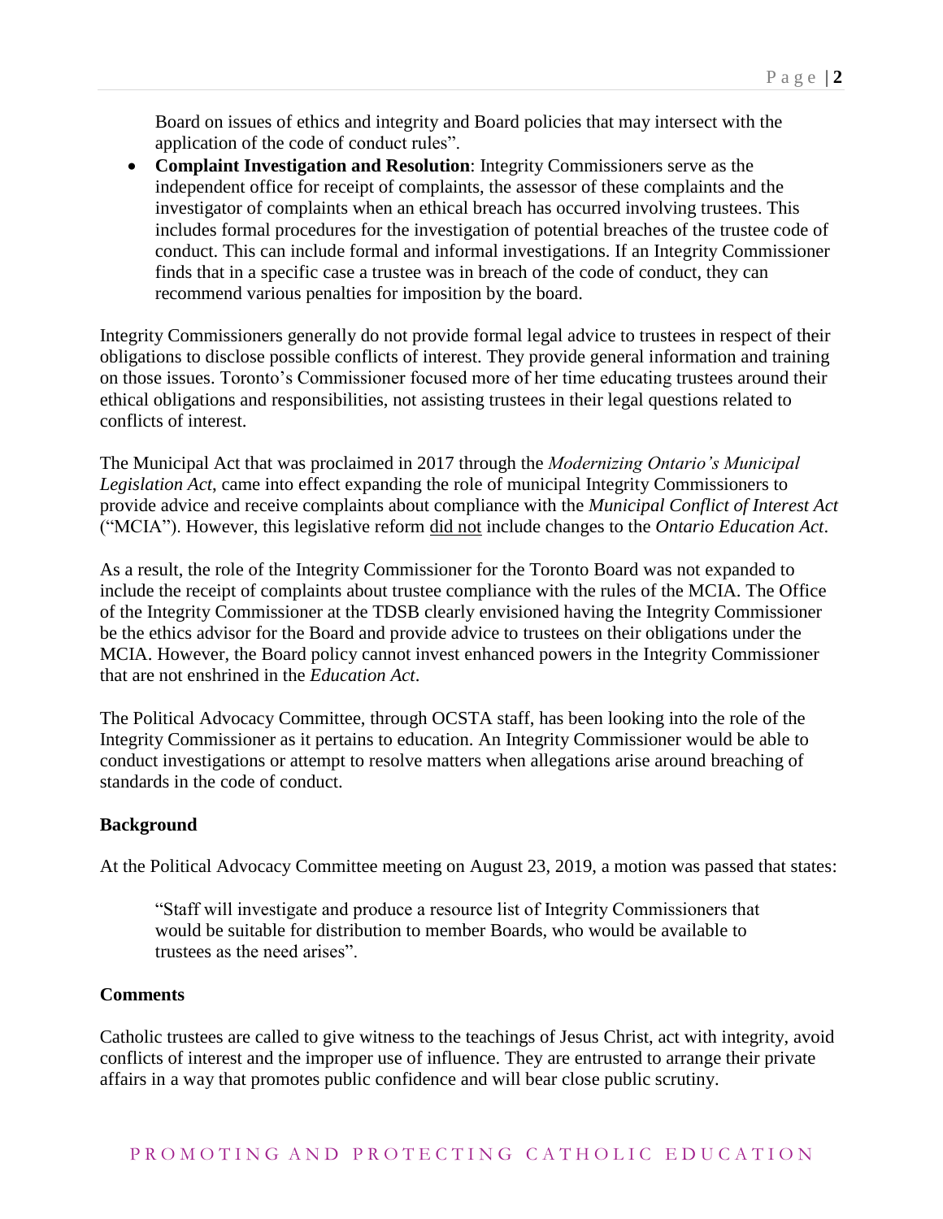Board on issues of ethics and integrity and Board policies that may intersect with the application of the code of conduct rules".

- **Complaint Investigation and Resolution**: Integrity Commissioners serve as the independent office for receipt of complaints, the assessor of these complaints and the investigator of complaints when an ethical breach has occurred involving trustees. This includes formal procedures for the investigation of potential breaches of the trustee code of conduct. This can include formal and informal investigations. If an Integrity Commissioner finds that in a specific case a trustee was in breach of the code of conduct, they can recommend various penalties for imposition by the board.

Integrity Commissioners generally do not provide formal legal advice to trustees in respect of their obligations to disclose possible conflicts of interest. They provide general information and training on those issues. Toronto's Commissioner focused more of her time educating trustees around their ethical obligations and responsibilities, not assisting trustees in their legal questions related to conflicts of interest.

The Municipal Act that was proclaimed in 2017 through the *Modernizing Ontario's Municipal Legislation Act*, came into effect expanding the role of municipal Integrity Commissioners to provide advice and receive complaints about compliance with the *Municipal Conflict of Interest Act* ("MCIA"). However, this legislative reform did not include changes to the *Ontario Education Act*.

As a result, the role of the Integrity Commissioner for the Toronto Board was not expanded to include the receipt of complaints about trustee compliance with the rules of the MCIA. The Office of the Integrity Commissioner at the TDSB clearly envisioned having the Integrity Commissioner be the ethics advisor for the Board and provide advice to trustees on their obligations under the MCIA. However, the Board policy cannot invest enhanced powers in the Integrity Commissioner that are not enshrined in the *Education Act*.

The Political Advocacy Committee, through OCSTA staff, has been looking into the role of the Integrity Commissioner as it pertains to education. An Integrity Commissioner would be able to conduct investigations or attempt to resolve matters when allegations arise around breaching of standards in the code of conduct.

**Background**

At the Political Advocacy Committee meeting on August 23, 2019, a motion was passed that states:

> "Staff will investigate and produce a resource list of Integrity Commissioners that would be suitable for distribution to member Boards, who would be available to trustees as the need arises".

**Comments**

Catholic trustees are called to give witness to the teachings of Jesus Christ, act with integrity, avoid conflicts of interest and the improper use of influence. They are entrusted to arrange their private affairs in a way that promotes public confidence and will bear close public scrutiny.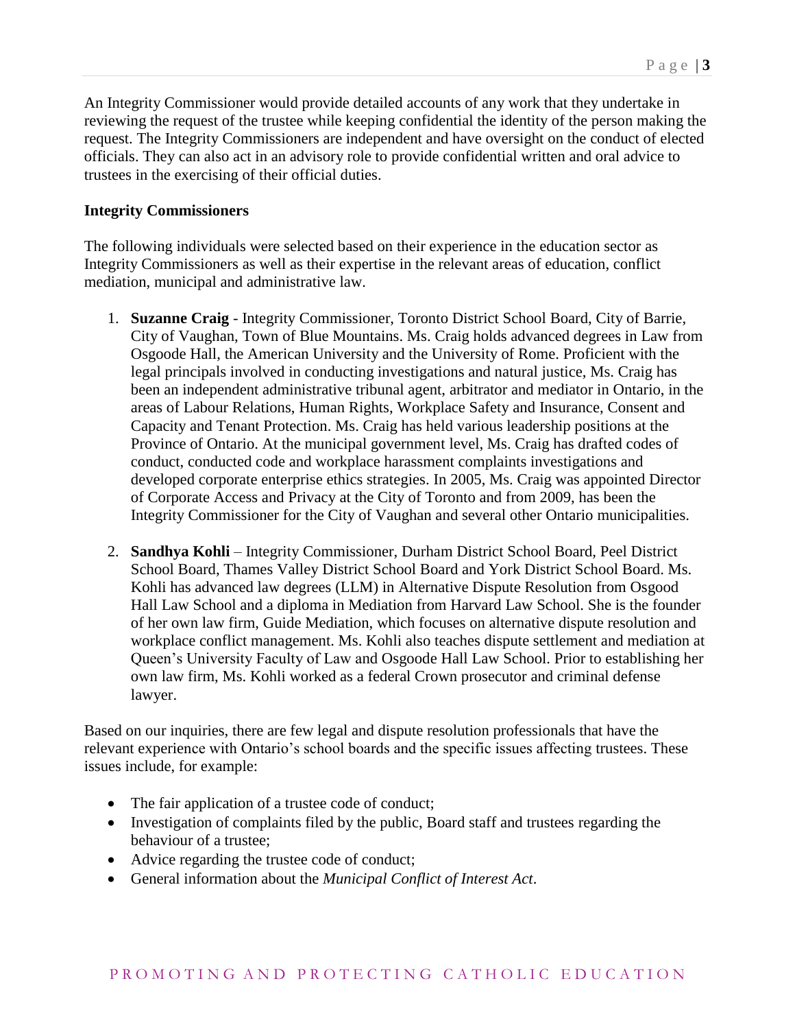An Integrity Commissioner would provide detailed accounts of any work that they undertake in reviewing the request of the trustee while keeping confidential the identity of the person making the request. The Integrity Commissioners are independent and have oversight on the conduct of elected officials. They can also act in an advisory role to provide confidential written and oral advice to trustees in the exercising of their official duties.

**Integrity Commissioners**

The following individuals were selected based on their experience in the education sector as Integrity Commissioners as well as their expertise in the relevant areas of education, conflict mediation, municipal and administrative law.

1. **Suzanne Craig** - Integrity Commissioner, Toronto District School Board, City of Barrie, City of Vaughan, Town of Blue Mountains. Ms. Craig holds advanced degrees in Law from Osgoode Hall, the American University and the University of Rome. Proficient with the legal principals involved in conducting investigations and natural justice, Ms. Craig has been an independent administrative tribunal agent, arbitrator and mediator in Ontario, in the areas of Labour Relations, Human Rights, Workplace Safety and Insurance, Consent and Capacity and Tenant Protection. Ms. Craig has held various leadership positions at the Province of Ontario. At the municipal government level, Ms. Craig has drafted codes of conduct, conducted code and workplace harassment complaints investigations and developed corporate enterprise ethics strategies. In 2005, Ms. Craig was appointed Director of Corporate Access and Privacy at the City of Toronto and from 2009, has been the Integrity Commissioner for the City of Vaughan and several other Ontario municipalities.

2. **Sandhya Kohli** – Integrity Commissioner, Durham District School Board, Peel District School Board, Thames Valley District School Board and York District School Board. Ms. Kohli has advanced law degrees (LLM) in Alternative Dispute Resolution from Osgood Hall Law School and a diploma in Mediation from Harvard Law School. She is the founder of her own law firm, Guide Mediation, which focuses on alternative dispute resolution and workplace conflict management. Ms. Kohli also teaches dispute settlement and mediation at Queen's University Faculty of Law and Osgoode Hall Law School. Prior to establishing her own law firm, Ms. Kohli worked as a federal Crown prosecutor and criminal defense lawyer.

Based on our inquiries, there are few legal and dispute resolution professionals that have the relevant experience with Ontario's school boards and the specific issues affecting trustees. These issues include, for example:

- The fair application of a trustee code of conduct;
- Investigation of complaints filed by the public, Board staff and trustees regarding the behaviour of a trustee;
- Advice regarding the trustee code of conduct;
- General information about the *Municipal Conflict of Interest Act*.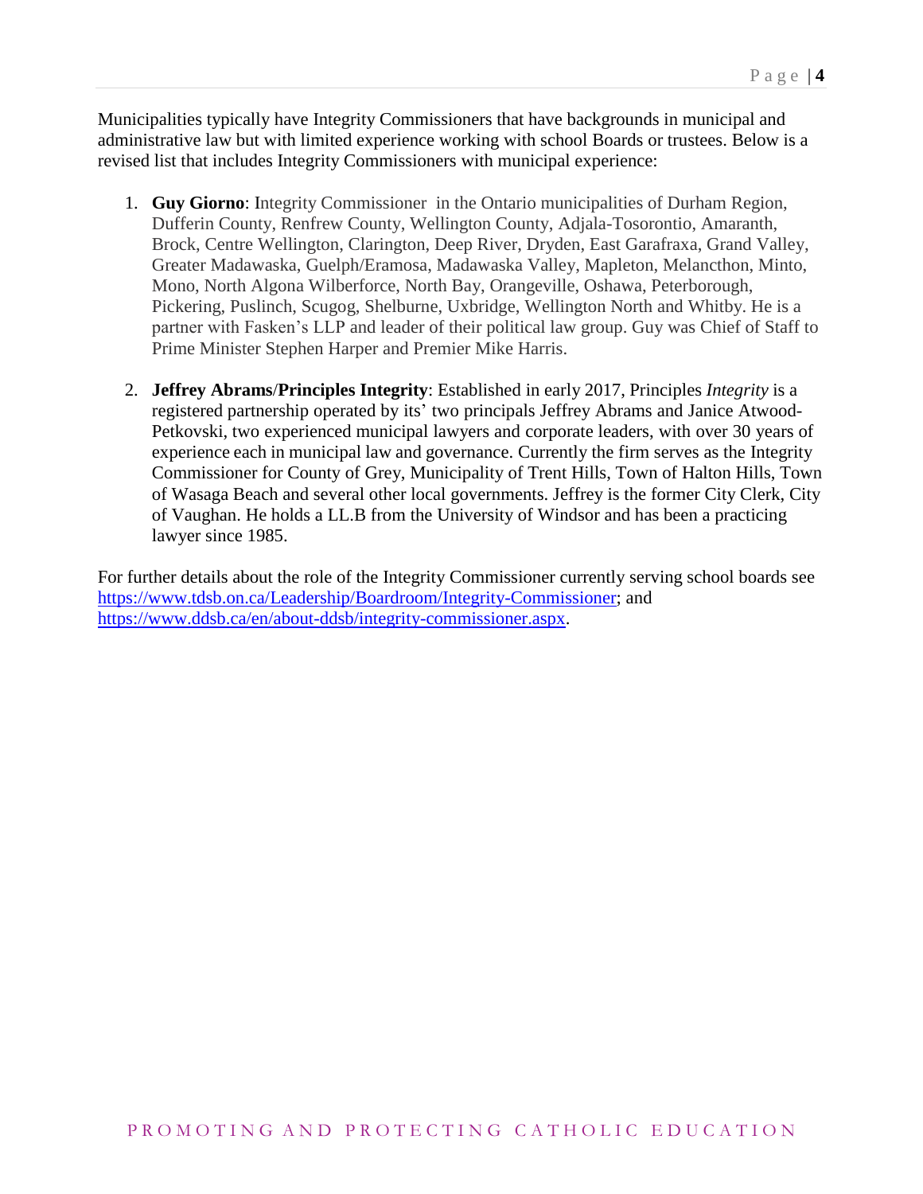Municipalities typically have Integrity Commissioners that have backgrounds in municipal and administrative law but with limited experience working with school Boards or trustees. Below is a revised list that includes Integrity Commissioners with municipal experience:

1. **Guy Giorno**: Integrity Commissioner in the Ontario municipalities of Durham Region, Dufferin County, Renfrew County, Wellington County, Adjala-Tosorontio, Amaranth, Brock, Centre Wellington, Clarington, Deep River, Dryden, East Garafraxa, Grand Valley, Greater Madawaska, Guelph/Eramosa, Madawaska Valley, Mapleton, Melancthon, Minto, Mono, North Algona Wilberforce, North Bay, Orangeville, Oshawa, Peterborough, Pickering, Puslinch, Scugog, Shelburne, Uxbridge, Wellington North and Whitby. He is a partner with Fasken's LLP and leader of their political law group. Guy was Chief of Staff to Prime Minister Stephen Harper and Premier Mike Harris.

2. **Jeffrey Abrams/Principles Integrity**: Established in early 2017, Principles *Integrity* is a registered partnership operated by its' two principals Jeffrey Abrams and Janice Atwood-Petkovski, two experienced municipal lawyers and corporate leaders, with over 30 years of experience each in municipal law and governance. Currently the firm serves as the Integrity Commissioner for County of Grey, Municipality of Trent Hills, Town of Halton Hills, Town of Wasaga Beach and several other local governments. Jeffrey is the former City Clerk, City of Vaughan. He holds a LL.B from the University of Windsor and has been a practicing lawyer since 1985.

For further details about the role of the Integrity Commissioner currently serving school boards see https://www.tdsb.on.ca/Leadership/Boardroom/Integrity-Commissioner; and https://www.ddsb.ca/en/about-ddsb/integrity-commissioner.aspx.